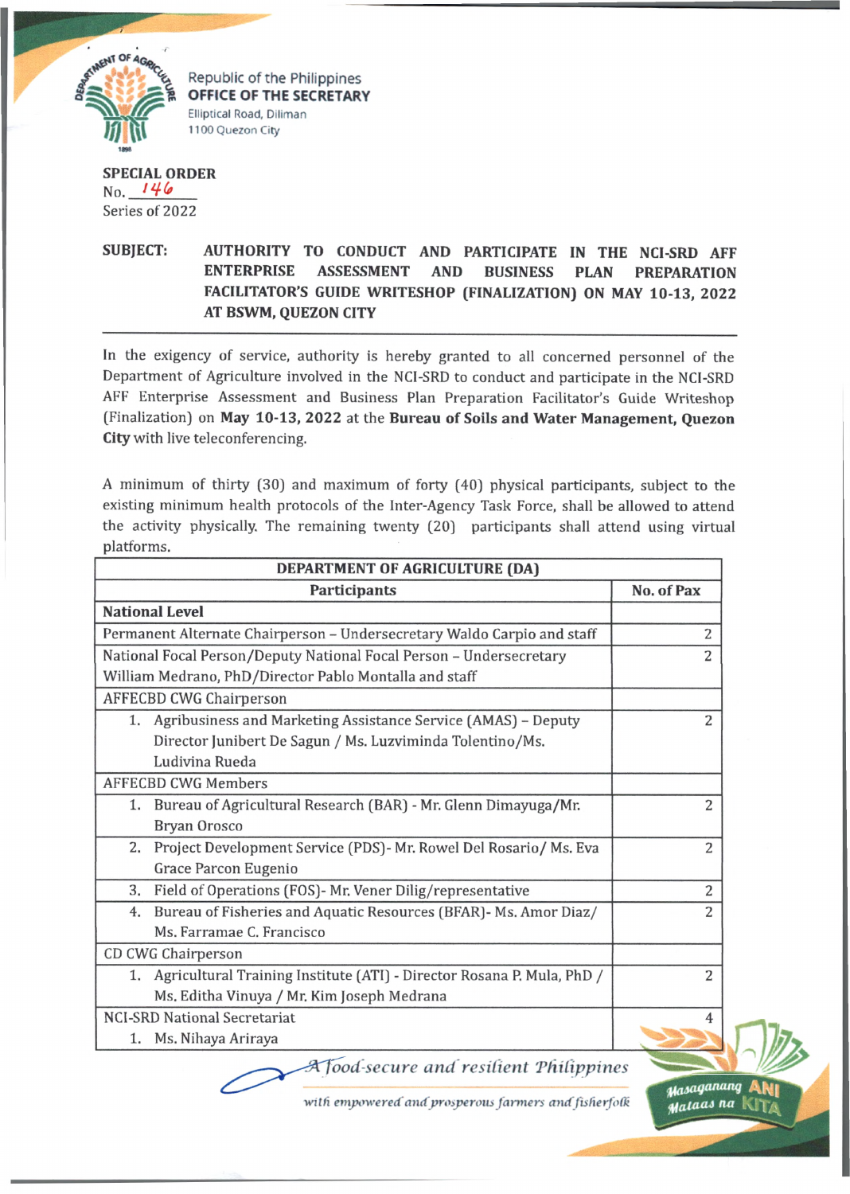Republic of the Philippines
**OFFICE OF THE SECRETARY**
Elliptical Road, Diliman
1100 Quezon City

**SPECIAL ORDER**
No. 146
Series of 2022

**SUBJECT: AUTHORITY TO CONDUCT AND PARTICIPATE IN THE NCI-SRD AFF ENTERPRISE ASSESSMENT AND BUSINESS PLAN PREPARATION FACILITATOR'S GUIDE WRITESHOP (FINALIZATION) ON MAY 10-13, 2022 AT BSWM, QUEZON CITY**

---

In the exigency of service, authority is hereby granted to all concerned personnel of the Department of Agriculture involved in the NCI-SRD to conduct and participate in the NCI-SRD AFF Enterprise Assessment and Business Plan Preparation Facilitator's Guide Writeshop (Finalization) on **May 10-13, 2022** at the **Bureau of Soils and Water Management, Quezon City** with live teleconferencing.

A minimum of thirty (30) and maximum of forty (40) physical participants, subject to the existing minimum health protocols of the Inter-Agency Task Force, shall be allowed to attend the activity physically. The remaining twenty (20) participants shall attend using virtual platforms.

| **DEPARTMENT OF AGRICULTURE (DA)** | |
|---|---|
| **Participants** | **No. of Pax** |
| **National Level** | |
| Permanent Alternate Chairperson – Undersecretary Waldo Carpio and staff | 2 |
| National Focal Person/Deputy National Focal Person – Undersecretary William Medrano, PhD/Director Pablo Montalla and staff | 2 |
| AFFECBD CWG Chairperson | |
| 1. Agribusiness and Marketing Assistance Service (AMAS) – Deputy Director Junibert De Sagun / Ms. Luzviminda Tolentino/Ms. Ludivina Rueda | 2 |
| AFFECBD CWG Members | |
| 1. Bureau of Agricultural Research (BAR) - Mr. Glenn Dimayuga/Mr. Bryan Orosco | 2 |
| 2. Project Development Service (PDS)- Mr. Rowel Del Rosario/ Ms. Eva Grace Parcon Eugenio | 2 |
| 3. Field of Operations (FOS)- Mr. Vener Dilig/representative | 2 |
| 4. Bureau of Fisheries and Aquatic Resources (BFAR)- Ms. Amor Diaz/ Ms. Farramae C. Francisco | 2 |
| CD CWG Chairperson | |
| 1. Agricultural Training Institute (ATI) - Director Rosana P. Mula, PhD / Ms. Editha Vinuya / Mr. Kim Joseph Medrana | 2 |
| NCI-SRD National Secretariat | 4 |
| 1. Ms. Nihaya Ariraya | |

*A food-secure and resilient Philippines with empowered and prosperous farmers and fisherfolk*

Masaganang ANI Mataas na KITA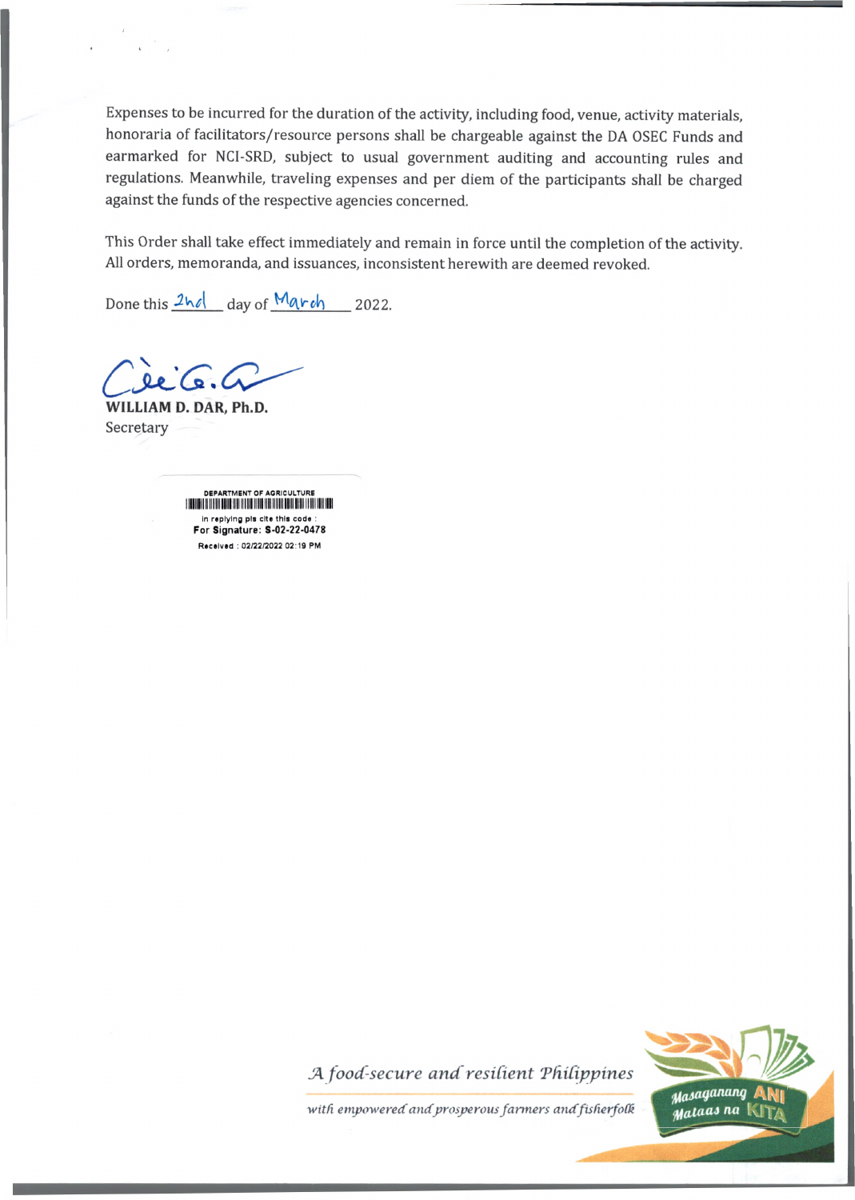Expenses to be incurred for the duration of the activity, including food, venue, activity materials, honoraria of facilitators/resource persons shall be chargeable against the DA OSEC Funds and earmarked for NCI-SRD, subject to usual government auditing and accounting rules and regulations. Meanwhile, traveling expenses and per diem of the participants shall be charged against the funds of the respective agencies concerned.

This Order shall take effect immediately and remain in force until the completion of the activity. All orders, memoranda, and issuances, inconsistent herewith are deemed revoked.

Done this 2nd day of March 2022.

**WILLIAM D. DAR, Ph.D.**
Secretary

DEPARTMENT OF AGRICULTURE
In replying pls cite this code :
**For Signature: S-02-22-0478**
Received : 02/22/2022 02:19 PM

*A food-secure and resilient Philippines*

*with empowered and prosperous farmers and fisherfolk*

Masaganang ANI Mataas na KITA